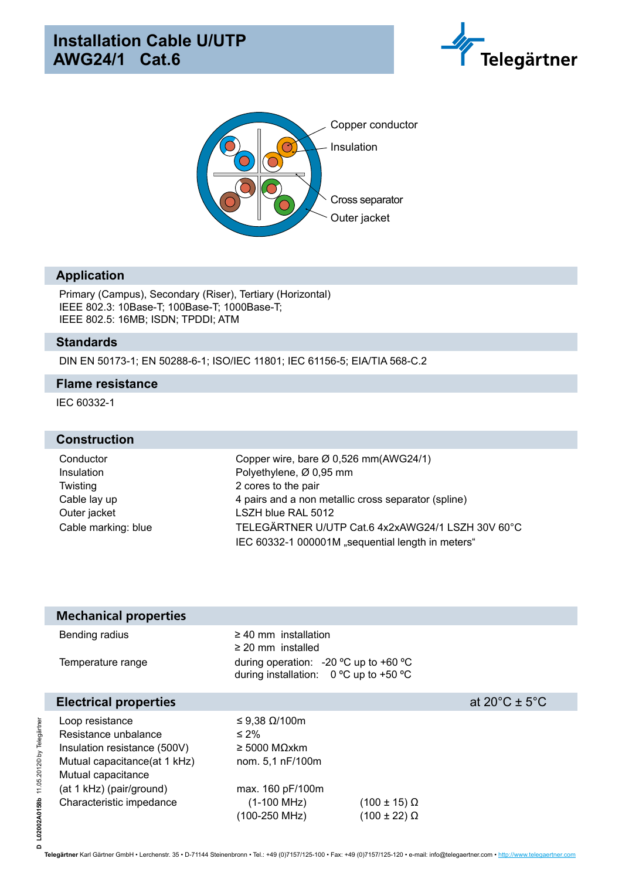# Installation Cable U/UTP AWG24/1 Cat.6

Telegärtner

Copper conductor
Insulation
Cross separator
Outer jacket

## Application

Primary (Campus), Secondary (Riser), Tertiary (Horizontal)
IEEE 802.3: 10Base-T; 100Base-T; 1000Base-T;
IEEE 802.5: 16MB; ISDN; TPDDI; ATM

## Standards

DIN EN 50173-1; EN 50288-6-1; ISO/IEC 11801; IEC 61156-5; EIA/TIA 568-C.2

## Flame resistance

IEC 60332-1

## Construction

| | |
|---|---|
| Conductor | Copper wire, bare Ø 0,526 mm(AWG24/1) |
| Insulation | Polyethylene, Ø 0,95 mm |
| Twisting | 2 cores to the pair |
| Cable lay up | 4 pairs and a non metallic cross separator (spline) |
| Outer jacket | LSZH blue RAL 5012 |
| Cable marking: blue | TELEGÄRTNER U/UTP Cat.6 4x2xAWG24/1 LSZH 30V 60°C IEC 60332-1 000001M „sequential length in meters“ |

## Mechanical properties

| | |
|---|---|
| Bending radius | ≥ 40 mm installation<br>≥ 20 mm installed |
| Temperature range | during operation: -20 ºC up to +60 ºC<br>during installation: 0 ºC up to +50 ºC |

## Electrical properties

at 20°C ± 5°C

| | | |
|---|---|---|
| Loop resistance | ≤ 9,38 Ω/100m | |
| Resistance unbalance | ≤ 2% | |
| Insulation resistance (500V) | ≥ 5000 MΩxkm | |
| Mutual capacitance(at 1 kHz) | nom. 5,1 nF/100m | |
| Mutual capacitance (at 1 kHz) (pair/ground) | max. 160 pF/100m | |
| Characteristic impedance | (1-100 MHz) | (100 ± 15) Ω |
| | (100-250 MHz) | (100 ± 22) Ω |

D L02002A0158b 11.05.2012© by Telegärtner

**Telegärtner** Karl Gärtner GmbH • Lerchenstr. 35 • D-71144 Steinenbronn • Tel.: +49 (0)7157/125-100 • Fax: +49 (0)7157/125-120 • e-mail: info@telegaertner.com • http://www.telegaertner.com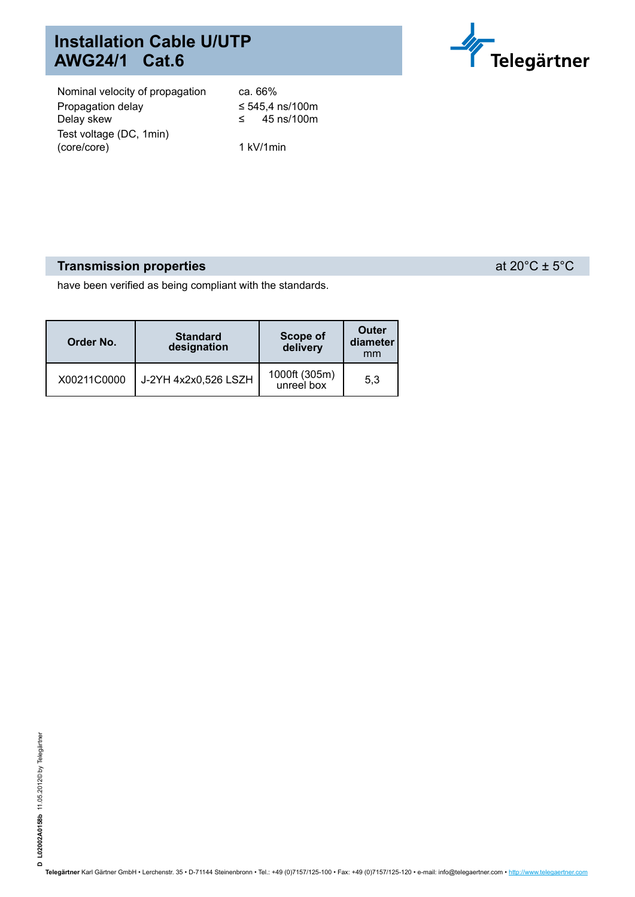# Installation Cable U/UTP AWG24/1 Cat.6

| | |
|---|---|
| Nominal velocity of propagation | ca. 66% |
| Propagation delay | ≤ 545,4 ns/100m |
| Delay skew | ≤ 45 ns/100m |
| Test voltage (DC, 1min) (core/core) | 1 kV/1min |

## Transmission properties

at 20°C ± 5°C

have been verified as being compliant with the standards.

| Order No. | Standard designation | Scope of delivery | Outer diameter mm |
|---|---|---|---|
| X00211C0000 | J-2YH 4x2x0,526 LSZH | 1000ft (305m) unreel box | 5,3 |

**D L02002A0158b** 11.05.2012© by Telegärtner

**Telegärtner** Karl Gärtner GmbH • Lerchenstr. 35 • D-71144 Steinenbronn • Tel.: +49 (0)7157/125-100 • Fax: +49 (0)7157/125-120 • e-mail: info@telegaertner.com • http://www.telegaertner.com